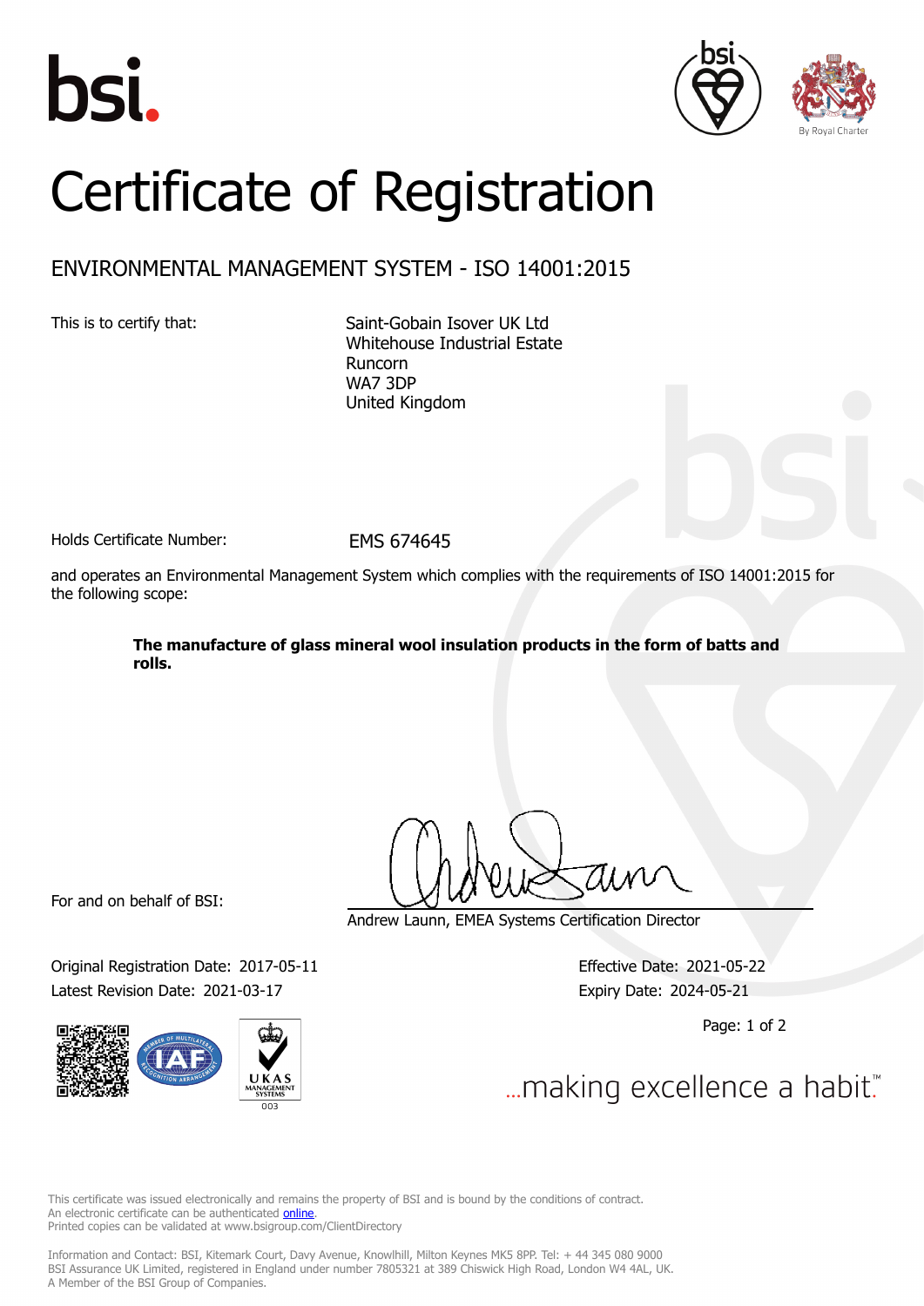# Certificate of Registration

## ENVIRONMENTAL MANAGEMENT SYSTEM - ISO 14001:2015

This is to certify that:

Saint-Gobain Isover UK Ltd
Whitehouse Industrial Estate
Runcorn
WA7 3DP
United Kingdom

Holds Certificate Number: EMS 674645

and operates an Environmental Management System which complies with the requirements of ISO 14001:2015 for the following scope:

**The manufacture of glass mineral wool insulation products in the form of batts and rolls.**

For and on behalf of BSI:

Andrew Launn, EMEA Systems Certification Director

Original Registration Date: 2017-05-11
Latest Revision Date: 2021-03-17

Effective Date: 2021-05-22
Expiry Date: 2024-05-21

...making excellence a habit.™

This certificate was issued electronically and remains the property of BSI and is bound by the conditions of contract.
An electronic certificate can be authenticated online.
Printed copies can be validated at www.bsigroup.com/ClientDirectory

Information and Contact: BSI, Kitemark Court, Davy Avenue, Knowlhill, Milton Keynes MK5 8PP. Tel: + 44 345 080 9000
BSI Assurance UK Limited, registered in England under number 7805321 at 389 Chiswick High Road, London W4 4AL, UK.
A Member of the BSI Group of Companies.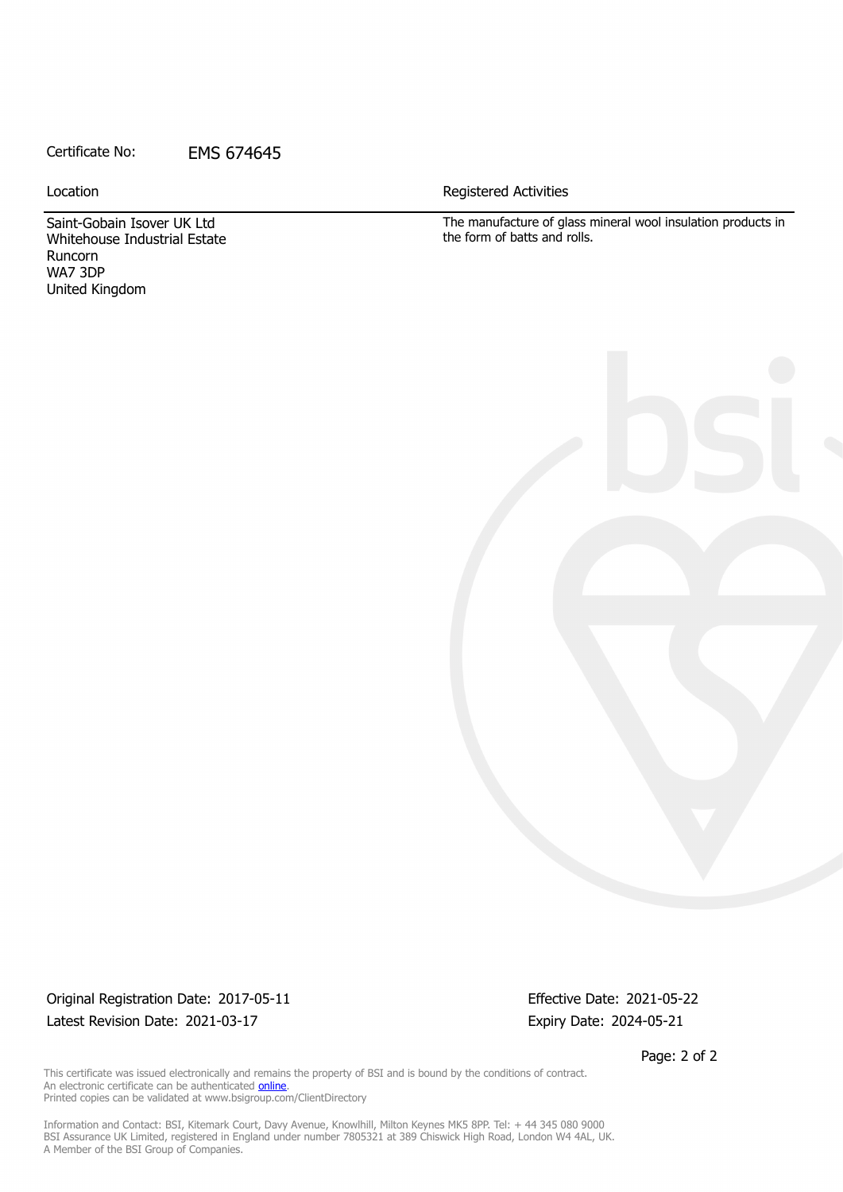Certificate No: EMS 674645

| Location | Registered Activities |
| --- | --- |
| Saint-Gobain Isover UK Ltd<br>Whitehouse Industrial Estate<br>Runcorn<br>WA7 3DP<br>United Kingdom | The manufacture of glass mineral wool insulation products in the form of batts and rolls. |

Original Registration Date: 2017-05-11

Latest Revision Date: 2021-03-17

Effective Date: 2021-05-22

Expiry Date: 2024-05-21

This certificate was issued electronically and remains the property of BSI and is bound by the conditions of contract.
An electronic certificate can be authenticated online.
Printed copies can be validated at www.bsigroup.com/ClientDirectory

Information and Contact: BSI, Kitemark Court, Davy Avenue, Knowlhill, Milton Keynes MK5 8PP. Tel: + 44 345 080 9000
BSI Assurance UK Limited, registered in England under number 7805321 at 389 Chiswick High Road, London W4 4AL, UK.
A Member of the BSI Group of Companies.